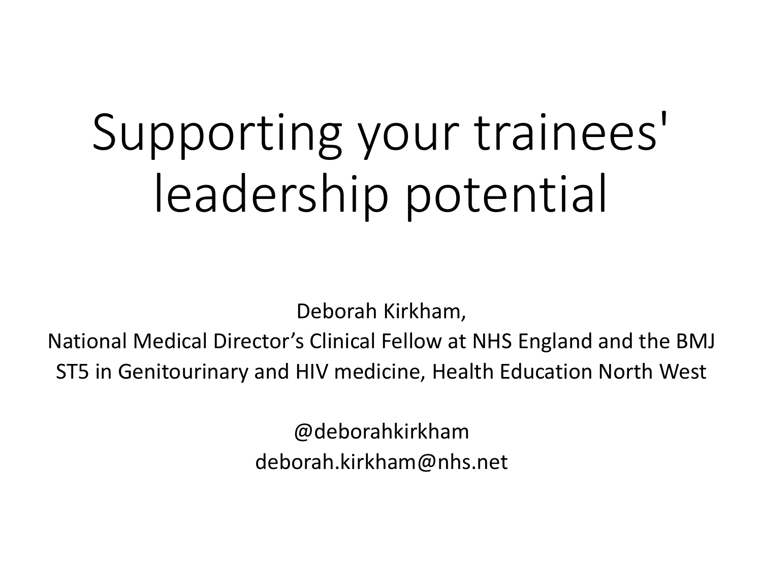# Supporting your trainees' leadership potential

Deborah Kirkham,

National Medical Director's Clinical Fellow at NHS England and the BMJ

ST5 in Genitourinary and HIV medicine, Health Education North West

@deborahkirkham

deborah.kirkham@nhs.net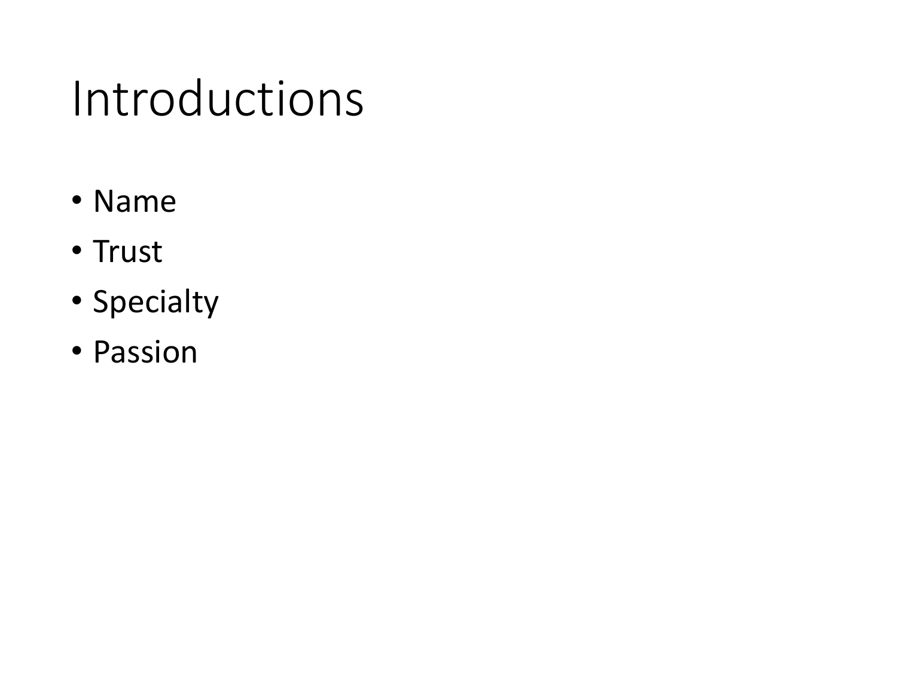# Introductions

- Name
- Trust
- Specialty
- Passion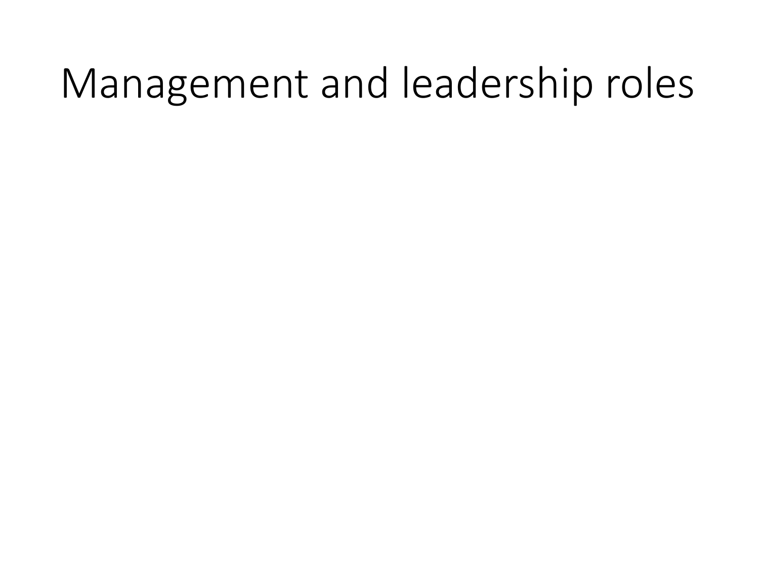# Management and leadership roles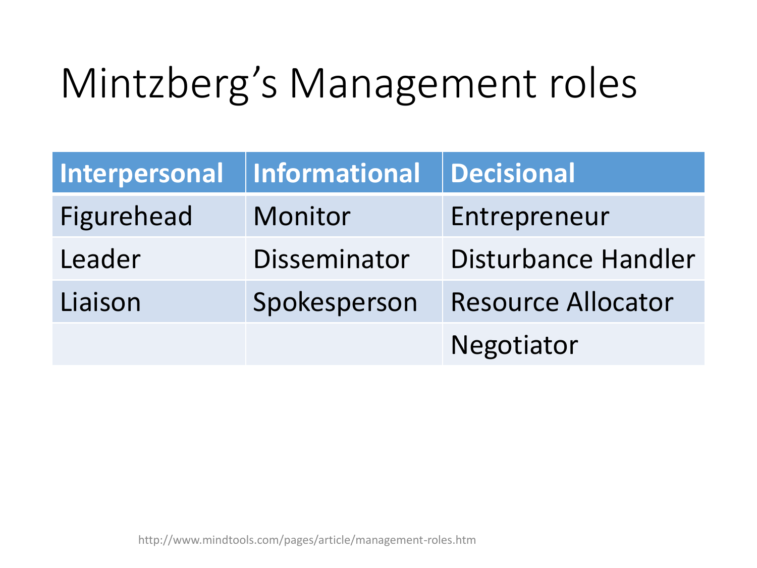# Mintzberg's Management roles

| Interpersonal | Informational | Decisional |
| --- | --- | --- |
| Figurehead | Monitor | Entrepreneur |
| Leader | Disseminator | Disturbance Handler |
| Liaison | Spokesperson | Resource Allocator |
| | | Negotiator |

http://www.mindtools.com/pages/article/management-roles.htm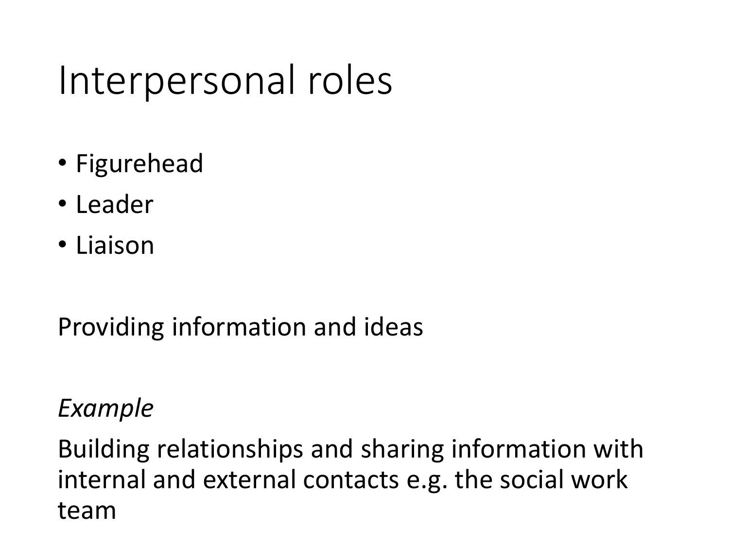# Interpersonal roles

- Figurehead
- Leader
- Liaison

Providing information and ideas

*Example*

Building relationships and sharing information with internal and external contacts e.g. the social work team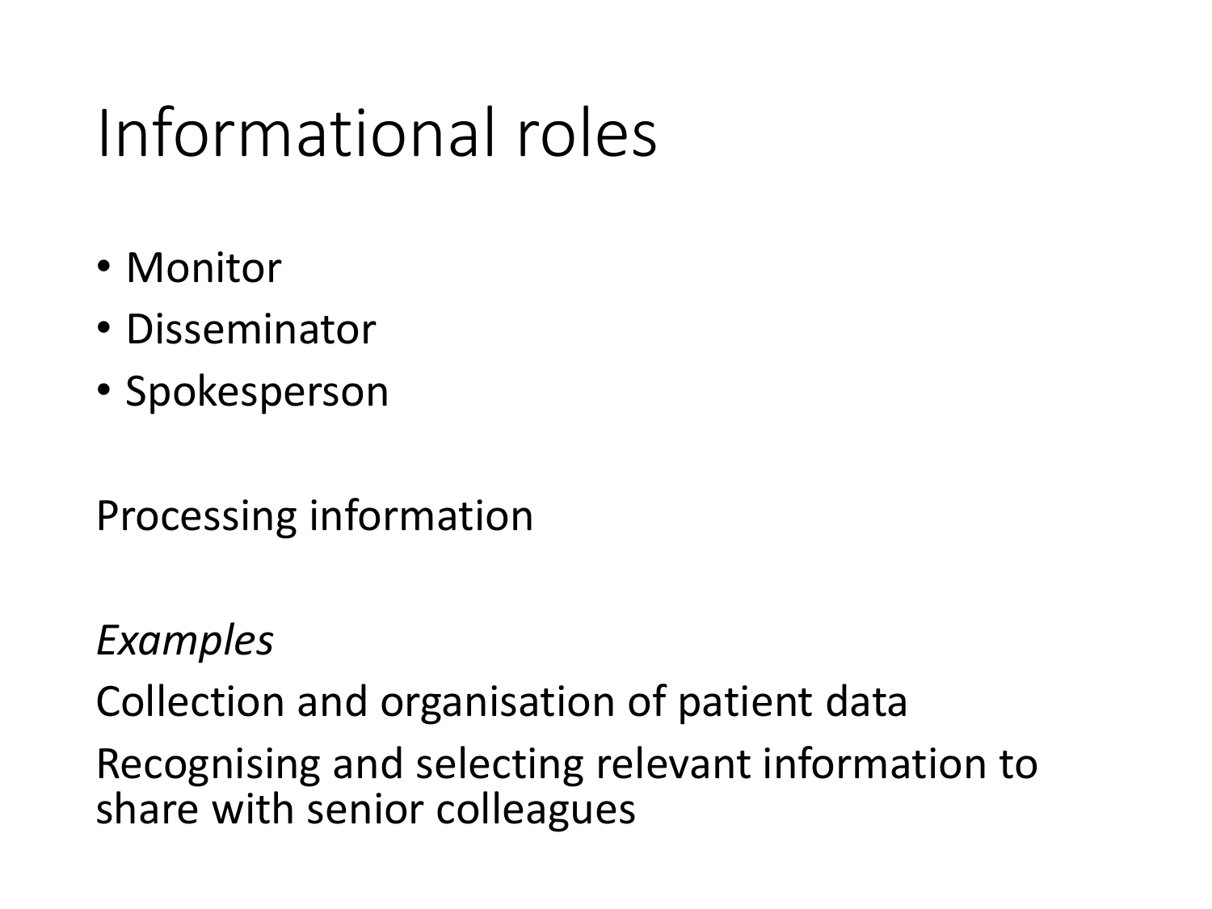# Informational roles

- Monitor
- Disseminator
- Spokesperson

Processing information

*Examples*

Collection and organisation of patient data

Recognising and selecting relevant information to share with senior colleagues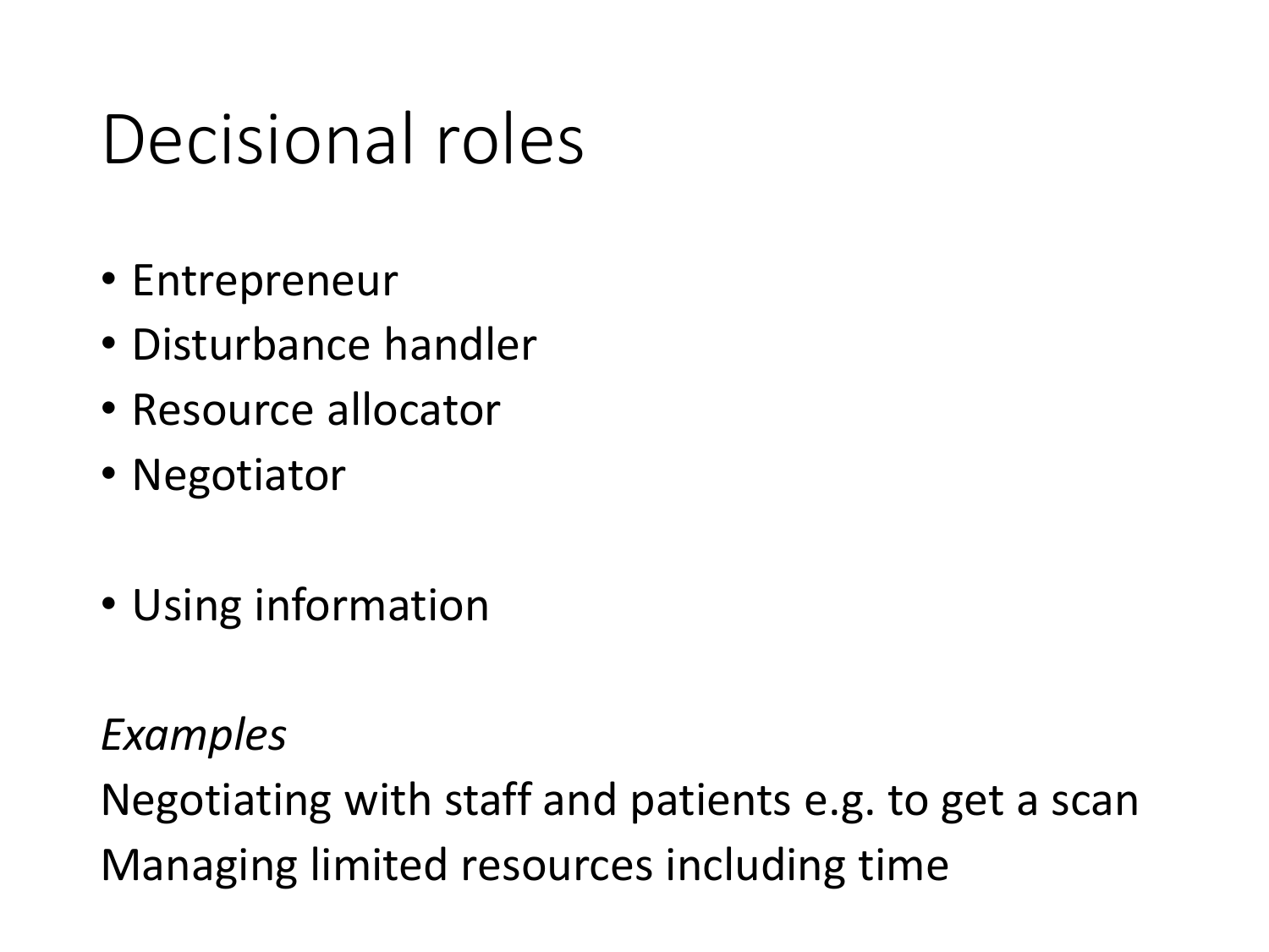# Decisional roles

- Entrepreneur
- Disturbance handler
- Resource allocator
- Negotiator

- Using information

*Examples*

Negotiating with staff and patients e.g. to get a scan

Managing limited resources including time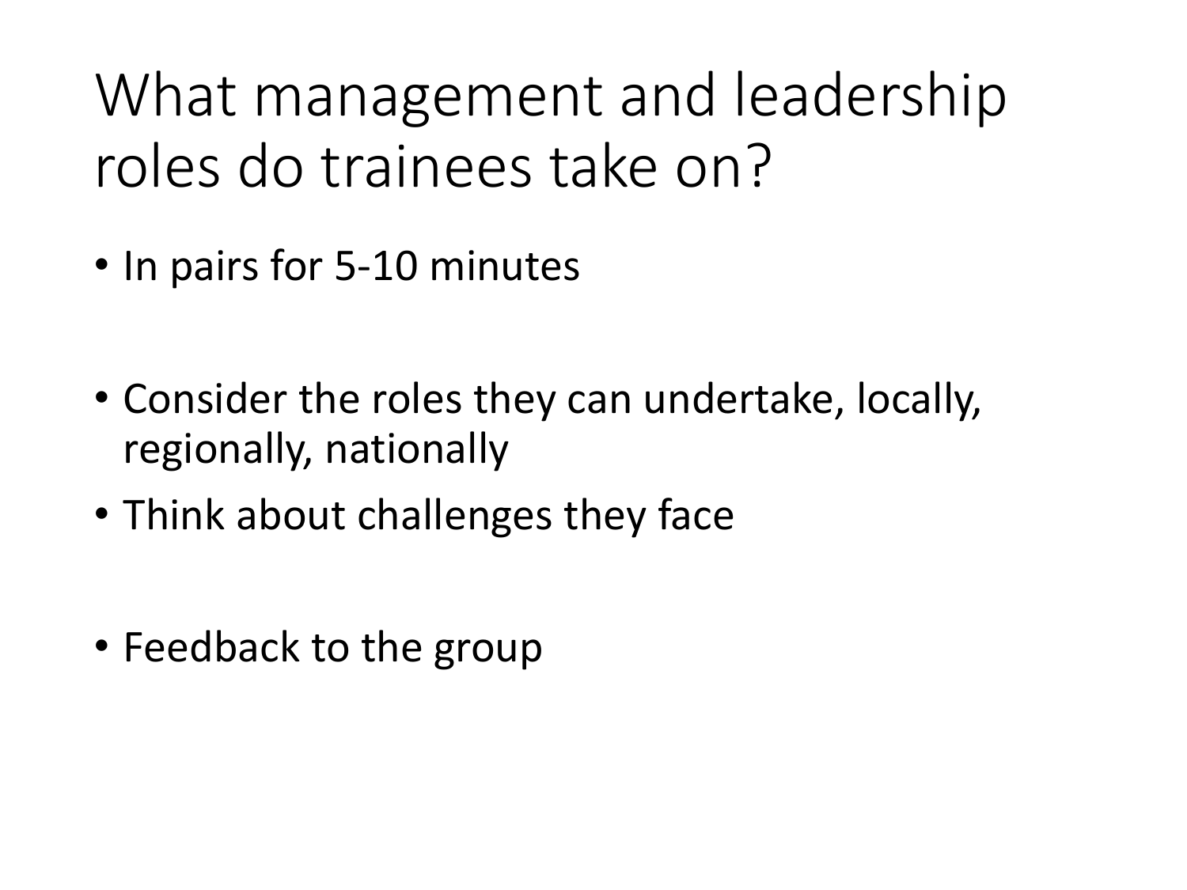# What management and leadership roles do trainees take on?

- In pairs for 5-10 minutes

- Consider the roles they can undertake, locally, regionally, nationally
- Think about challenges they face

- Feedback to the group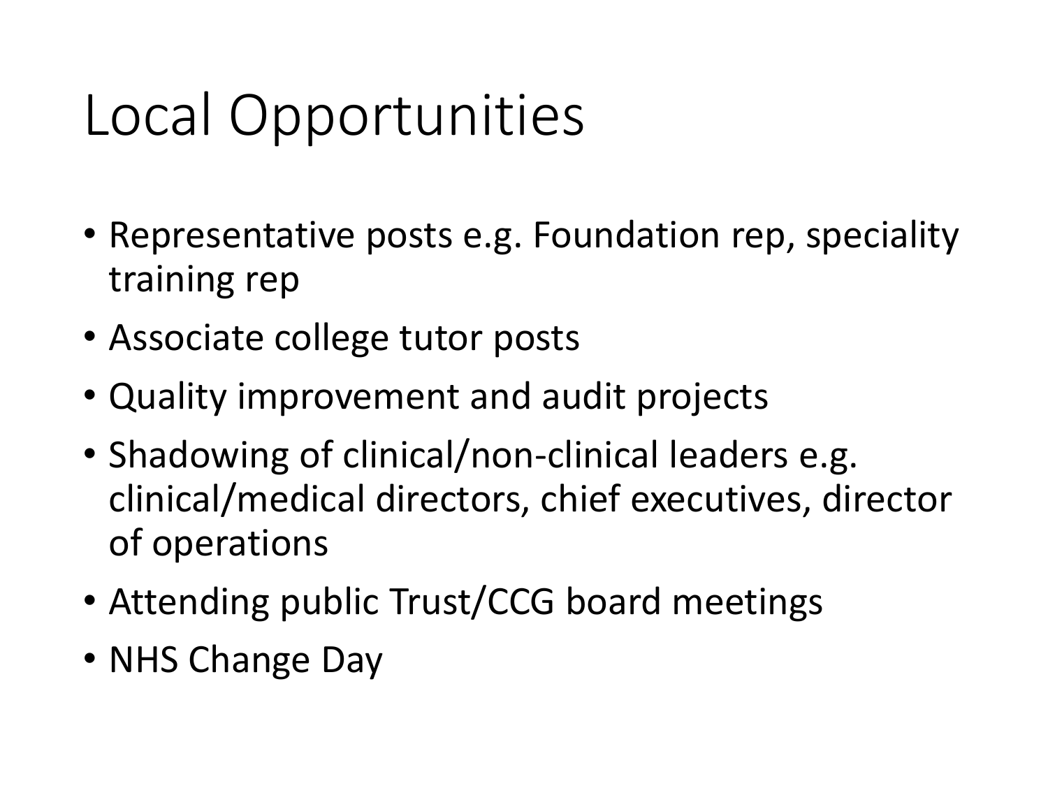# Local Opportunities

- Representative posts e.g. Foundation rep, speciality training rep
- Associate college tutor posts
- Quality improvement and audit projects
- Shadowing of clinical/non-clinical leaders e.g. clinical/medical directors, chief executives, director of operations
- Attending public Trust/CCG board meetings
- NHS Change Day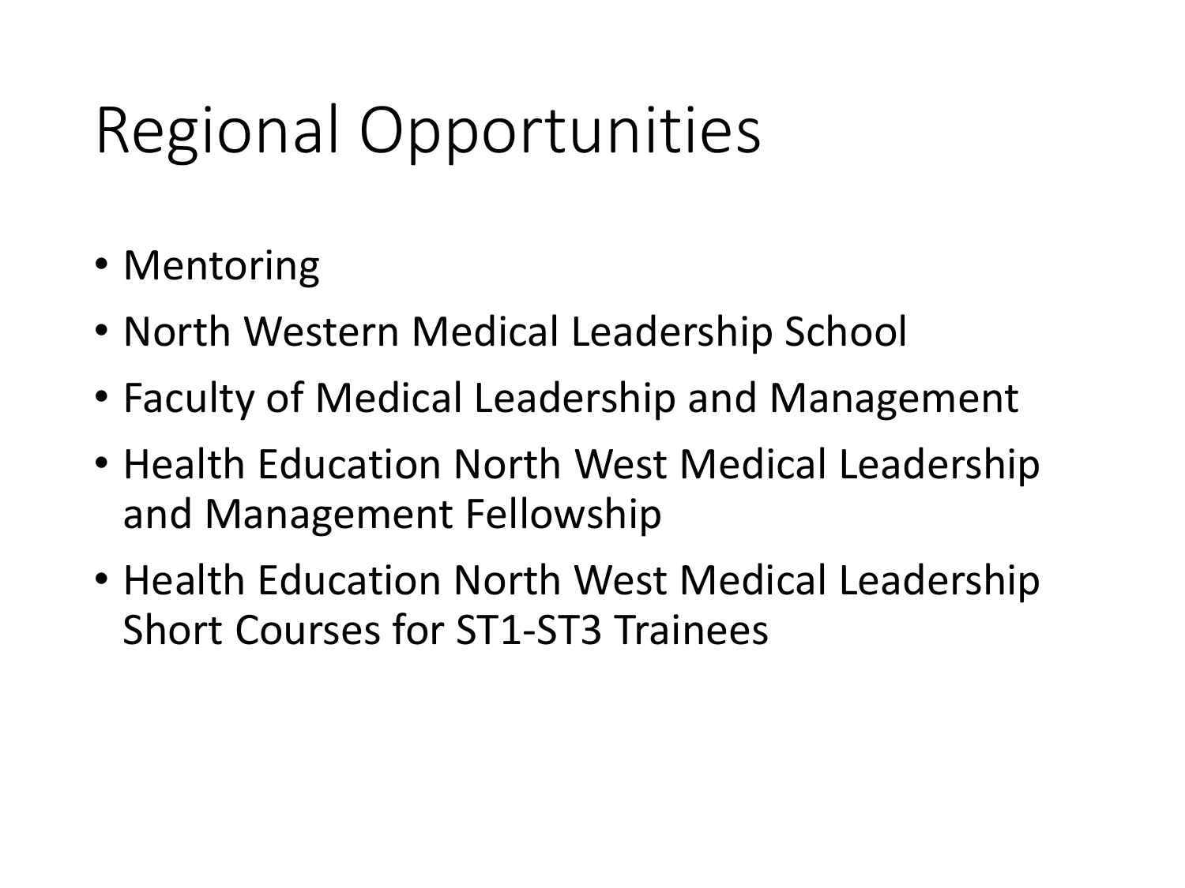# Regional Opportunities

- Mentoring
- North Western Medical Leadership School
- Faculty of Medical Leadership and Management
- Health Education North West Medical Leadership and Management Fellowship
- Health Education North West Medical Leadership Short Courses for ST1-ST3 Trainees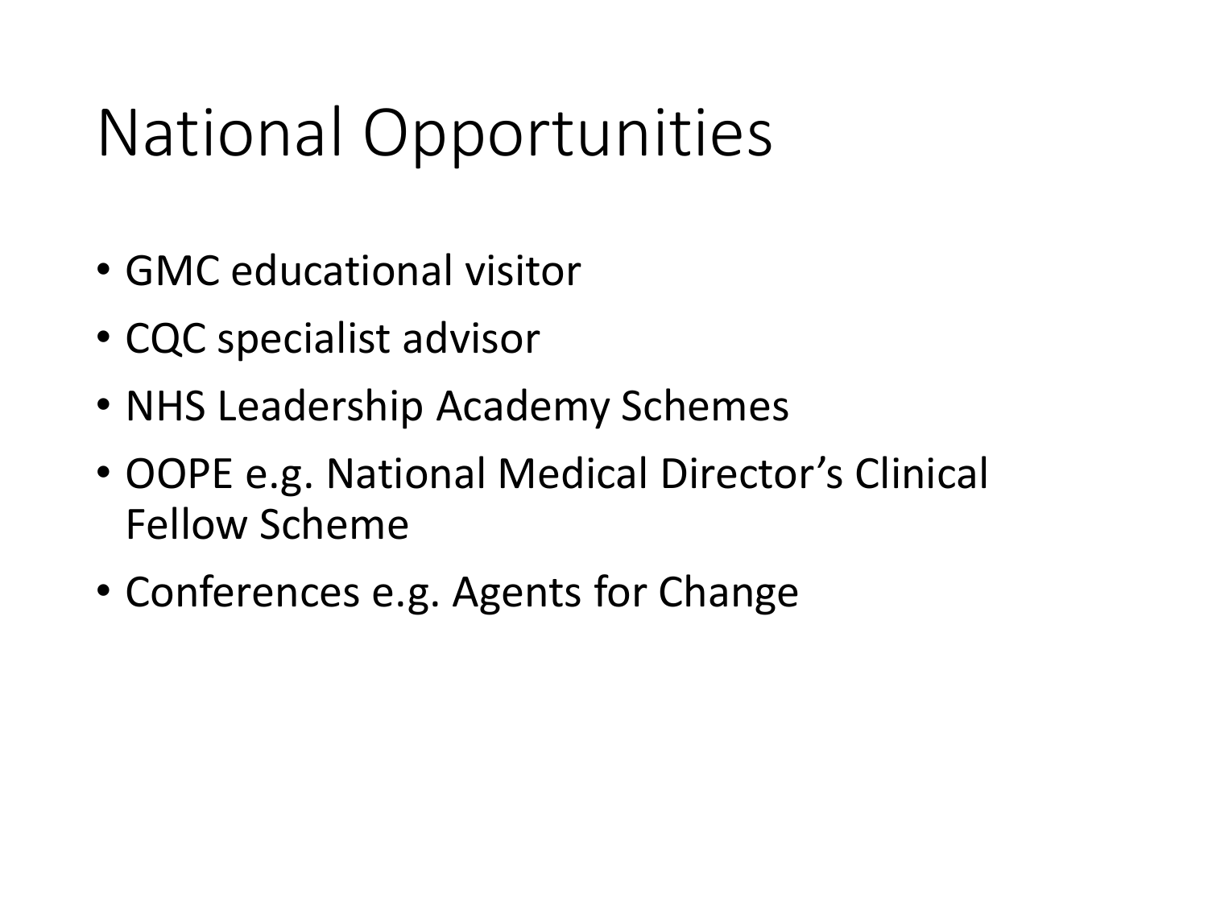# National Opportunities

- GMC educational visitor
- CQC specialist advisor
- NHS Leadership Academy Schemes
- OOPE e.g. National Medical Director's Clinical Fellow Scheme
- Conferences e.g. Agents for Change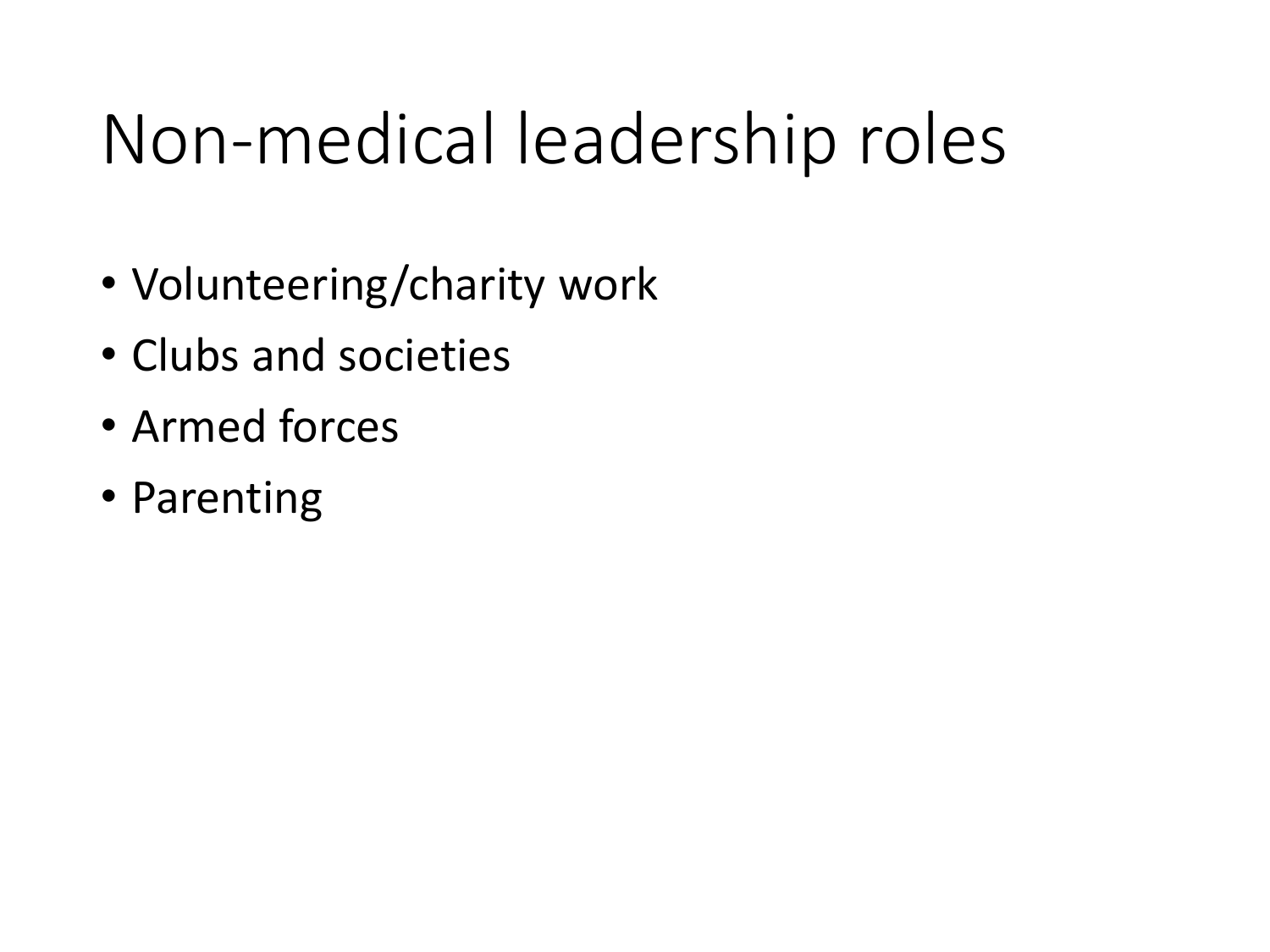# Non-medical leadership roles

- Volunteering/charity work
- Clubs and societies
- Armed forces
- Parenting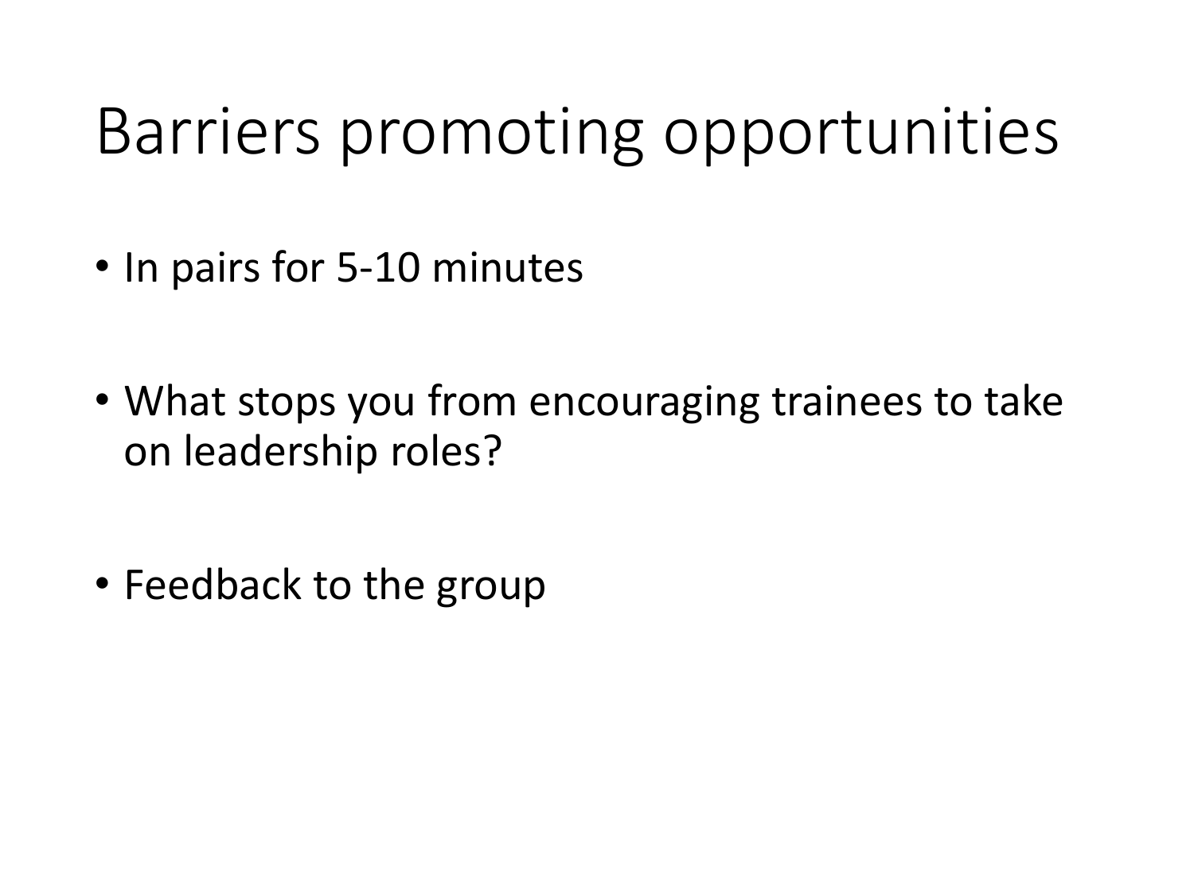# Barriers promoting opportunities

- In pairs for 5-10 minutes
- What stops you from encouraging trainees to take on leadership roles?
- Feedback to the group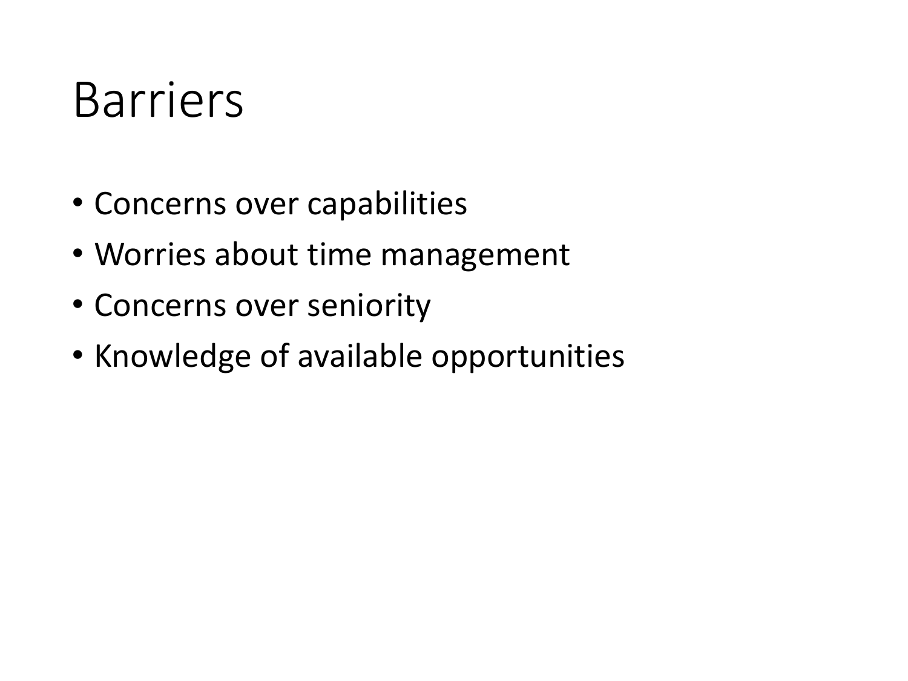# Barriers

- Concerns over capabilities
- Worries about time management
- Concerns over seniority
- Knowledge of available opportunities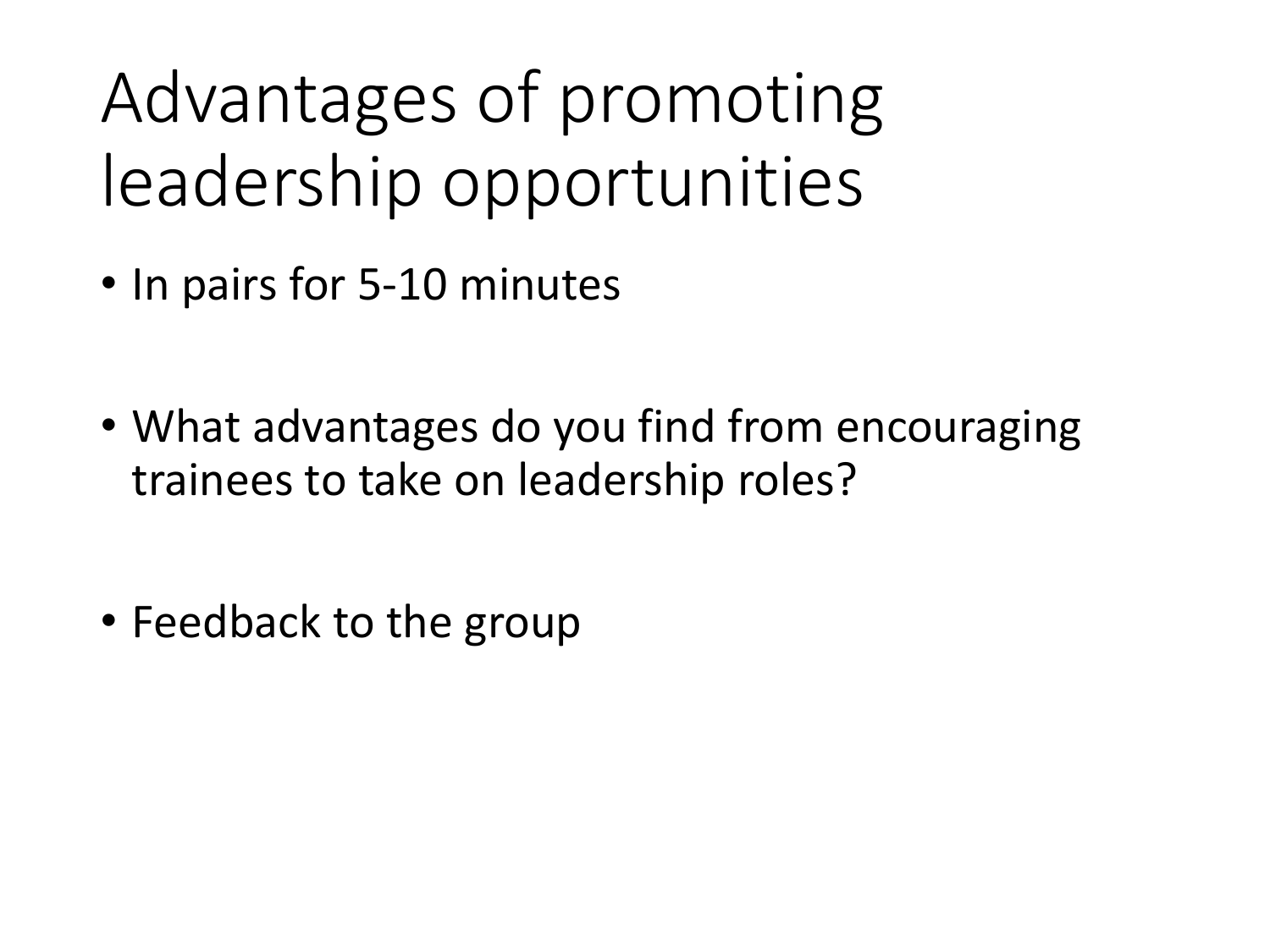# Advantages of promoting leadership opportunities

- In pairs for 5-10 minutes
- What advantages do you find from encouraging trainees to take on leadership roles?
- Feedback to the group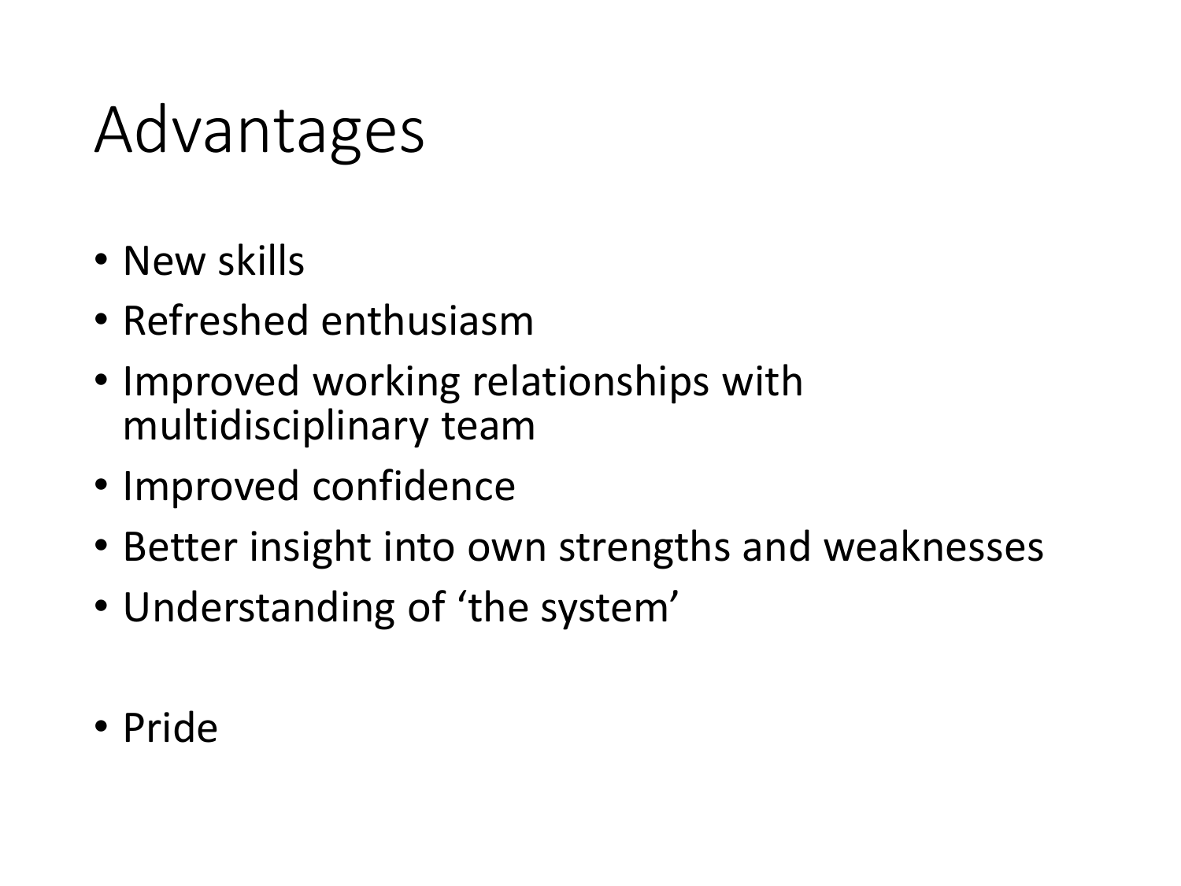# Advantages

- New skills
- Refreshed enthusiasm
- Improved working relationships with multidisciplinary team
- Improved confidence
- Better insight into own strengths and weaknesses
- Understanding of 'the system'

- Pride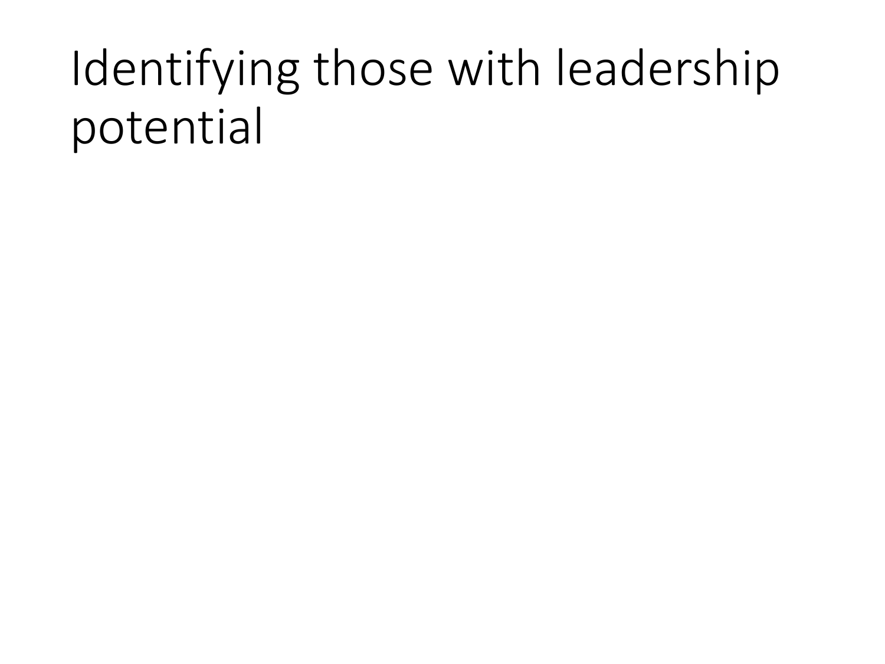# Identifying those with leadership potential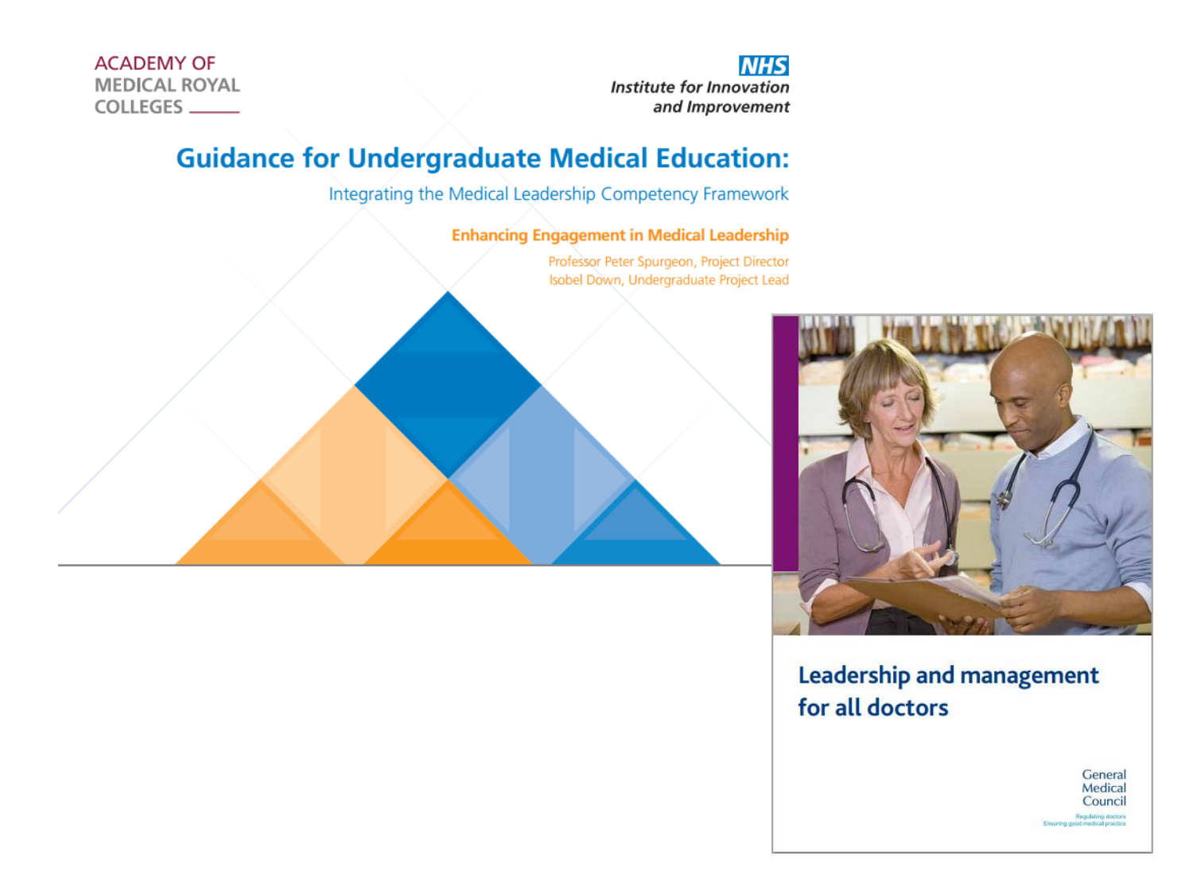ACADEMY OF MEDICAL ROYAL COLLEGES

NHS Institute for Innovation and Improvement

# Guidance for Undergraduate Medical Education:

## Integrating the Medical Leadership Competency Framework

### Enhancing Engagement in Medical Leadership

Professor Peter Spurgeon, Project Director
Isobel Down, Undergraduate Project Lead

## Leadership and management for all doctors

General Medical Council

Regulating doctors
Ensuring good medical practice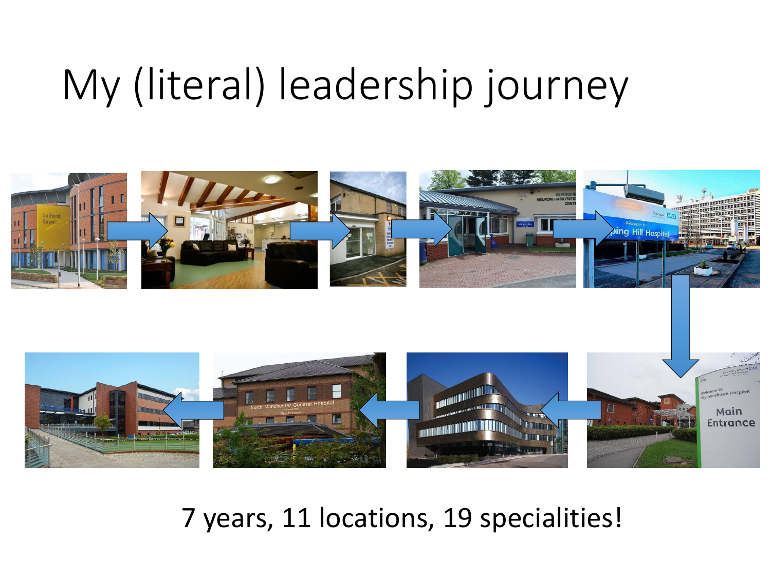# My (literal) leadership journey

7 years, 11 locations, 19 specialities!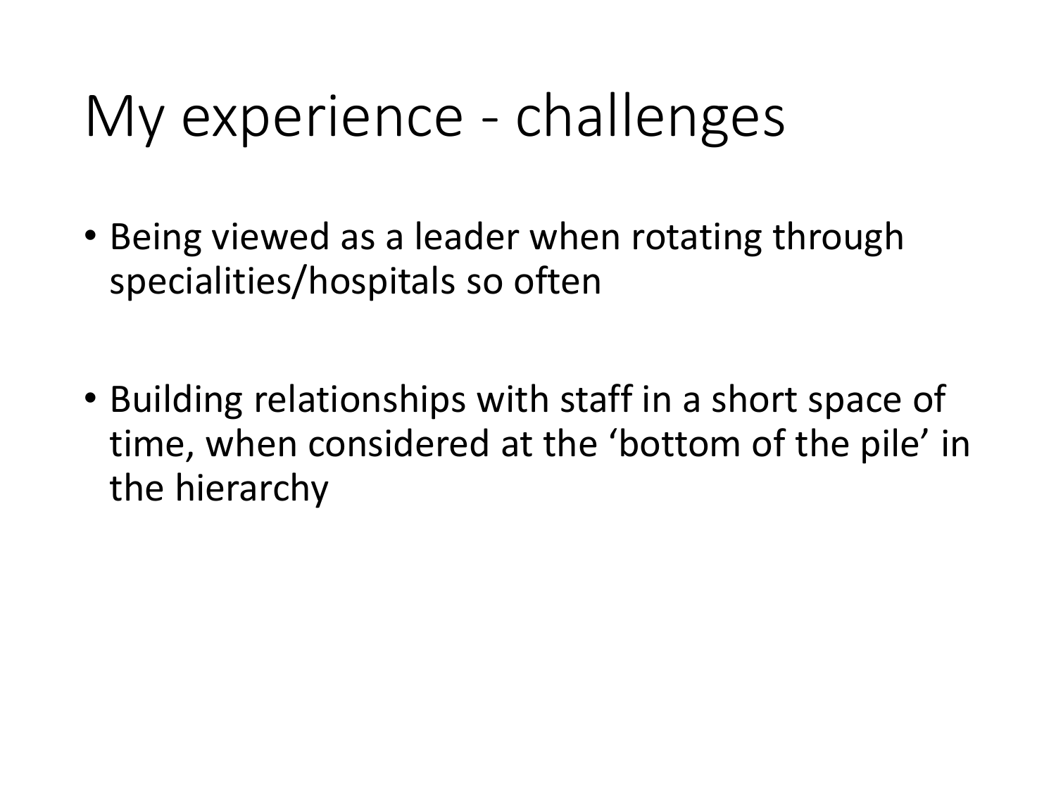# My experience - challenges

- Being viewed as a leader when rotating through specialities/hospitals so often
- Building relationships with staff in a short space of time, when considered at the 'bottom of the pile' in the hierarchy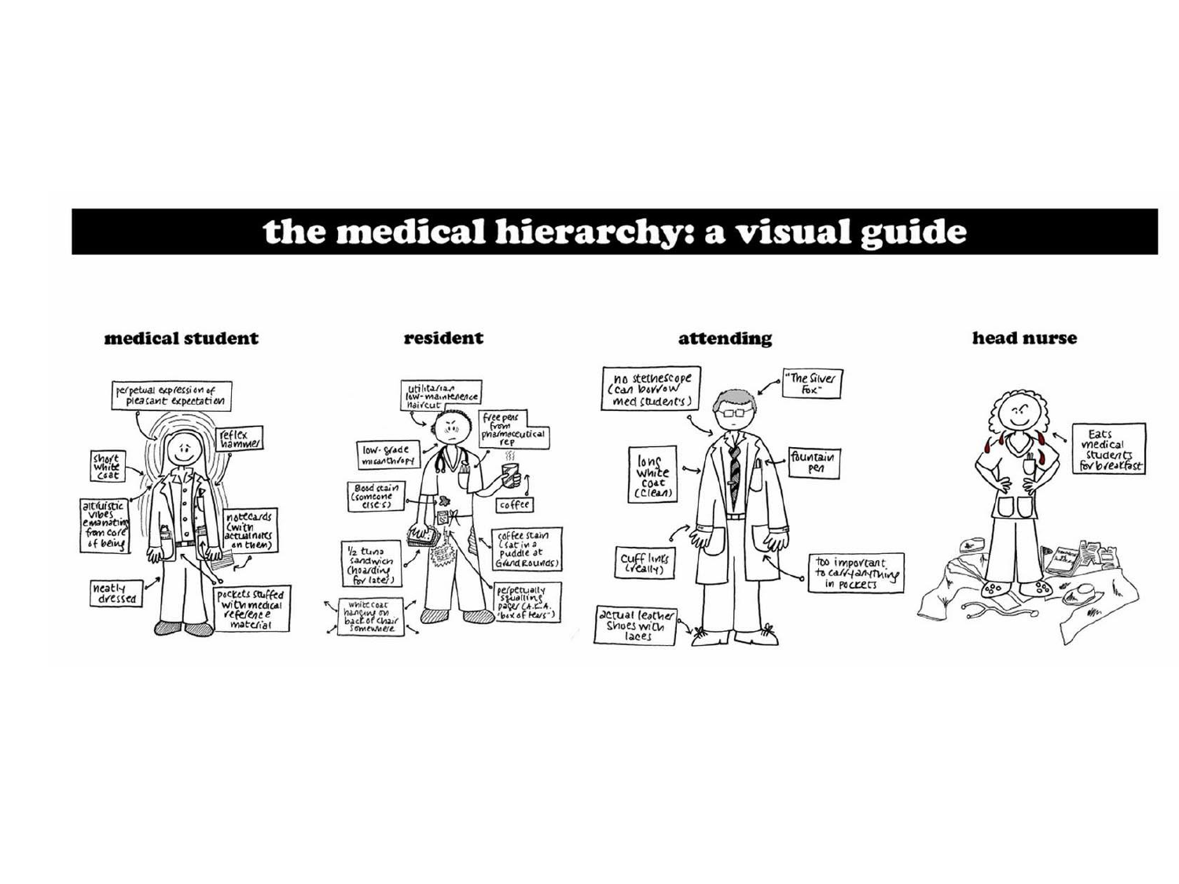# the medical hierarchy: a visual guide

## medical student

- perpetual expression of pleasant expectation
- reflex hammer
- short white coat
- altruistic vibes emanating from core of being
- notecards (with actual notes on them)
- neatly dressed
- pockets stuffed with medical reference material

## resident

- utilitarian low-maintenence haircut
- free pens from pharmaceutical rep
- low-grade misanthropy
- Blood stain (someone else's)
- coffee
- 1/2 tuna sandwich (hoarding for later)
- coffee stain (sat in a puddle at Grand Rounds)
- white coat hanging on back of chair somewhere
- perpetually squalling pager (A.K.A. "box of tears")

## attending

- no stethescope (can borrow med student's)
- "The Silver Fox"
- long white coat (clean)
- fountain pen
- cuff links (really)
- too important to carry anything in pockets
- actual leather shoes with laces

## head nurse

- Eats medical students for breakfast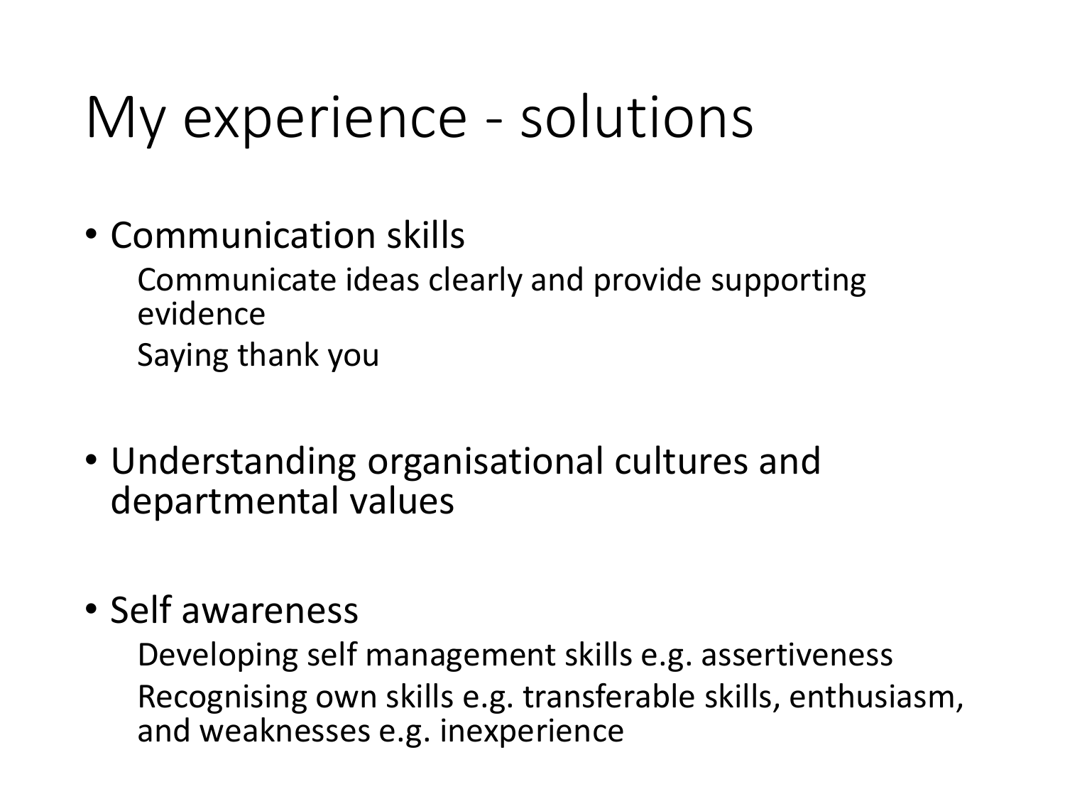# My experience - solutions

- Communication skills
  - Communicate ideas clearly and provide supporting evidence
  - Saying thank you
- Understanding organisational cultures and departmental values
- Self awareness
  - Developing self management skills e.g. assertiveness
  - Recognising own skills e.g. transferable skills, enthusiasm, and weaknesses e.g. inexperience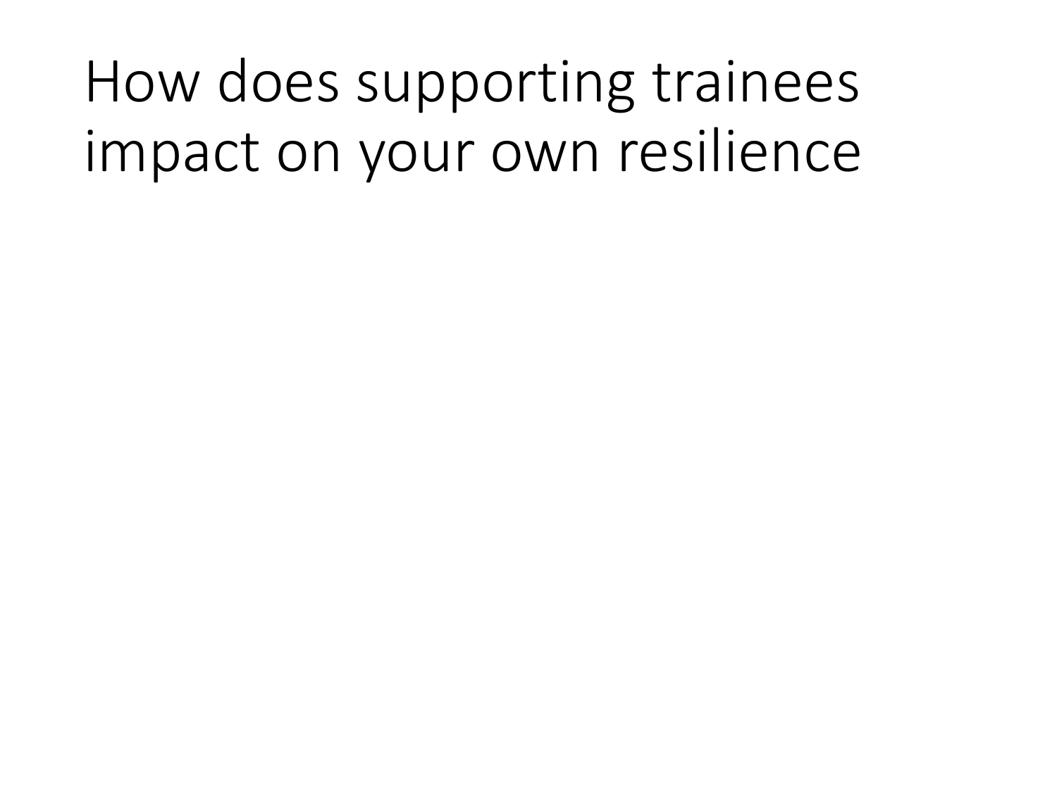# How does supporting trainees impact on your own resilience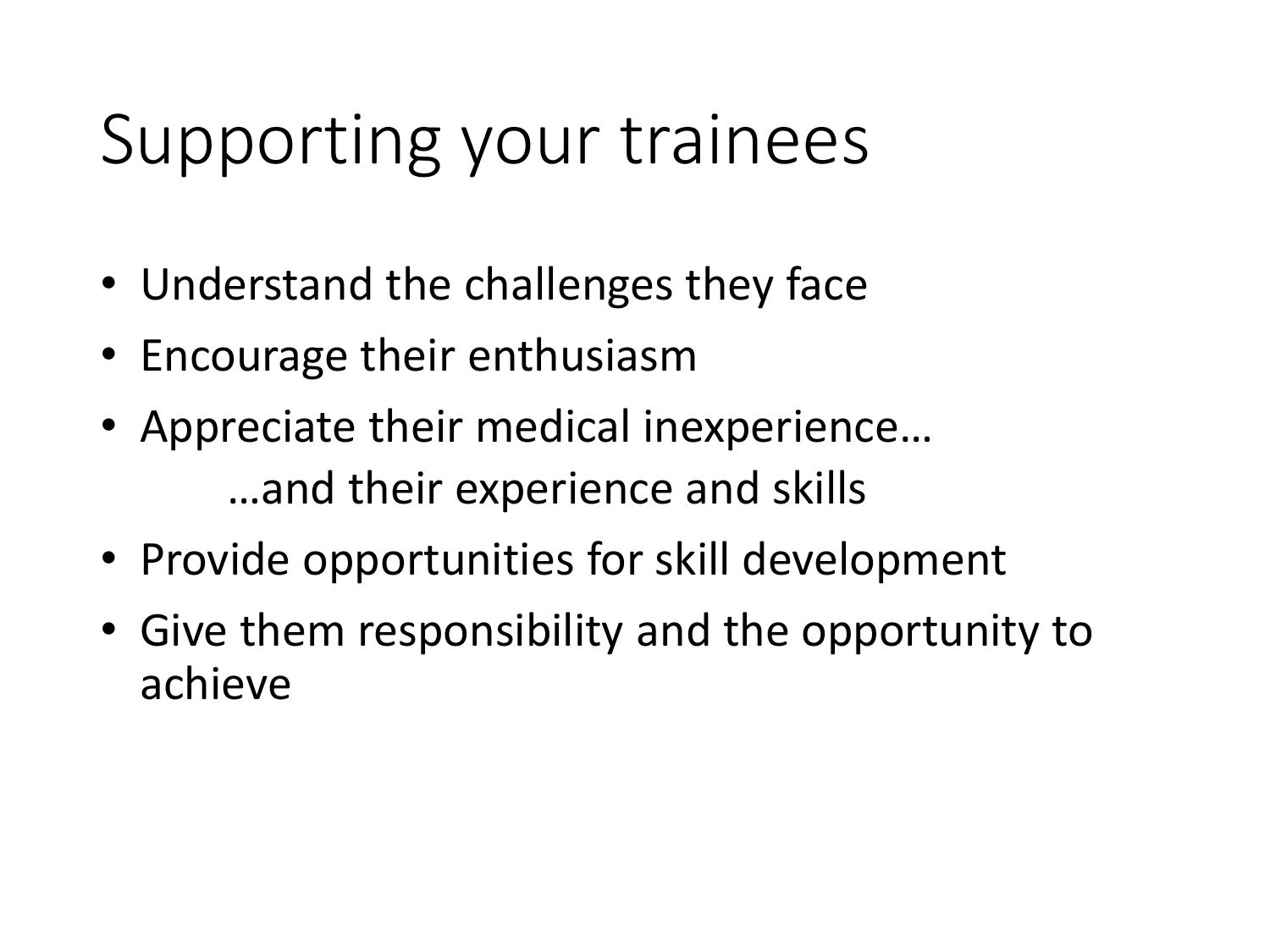# Supporting your trainees

- Understand the challenges they face
- Encourage their enthusiasm
- Appreciate their medical inexperience…
  
  …and their experience and skills
- Provide opportunities for skill development
- Give them responsibility and the opportunity to achieve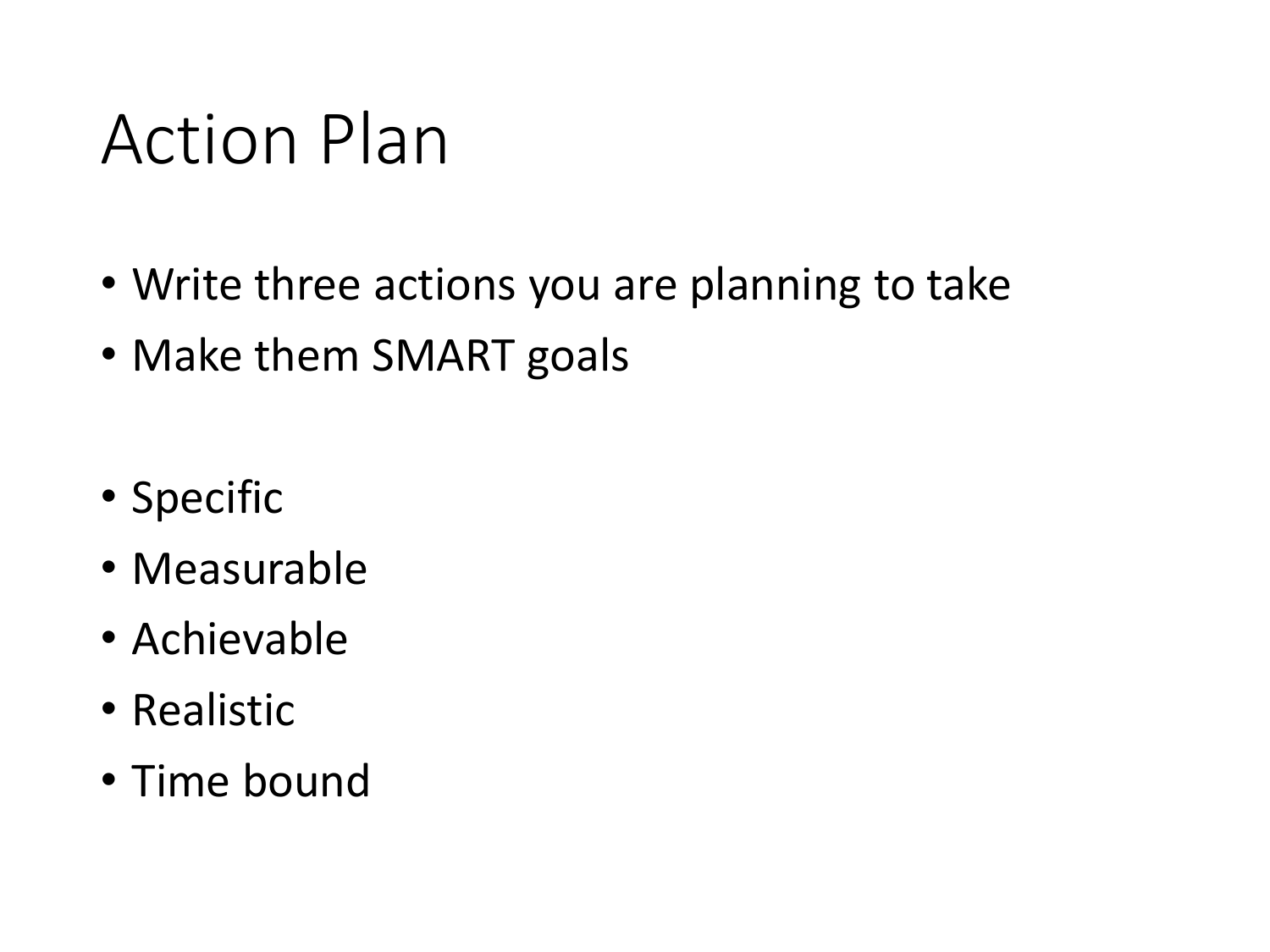# Action Plan

- Write three actions you are planning to take
- Make them SMART goals

- Specific
- Measurable
- Achievable
- Realistic
- Time bound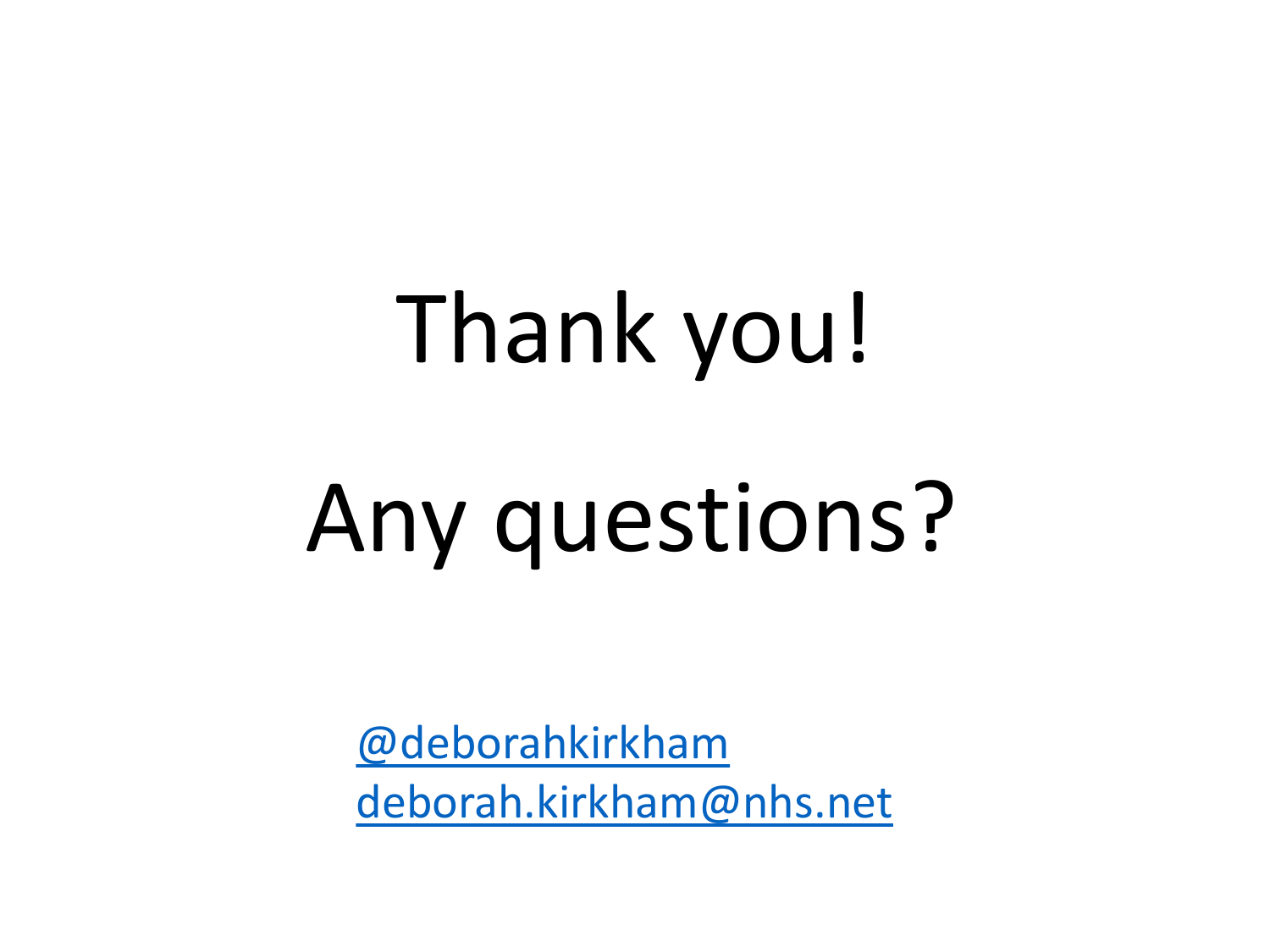# Thank you!

# Any questions?

@deborahkirkham
deborah.kirkham@nhs.net